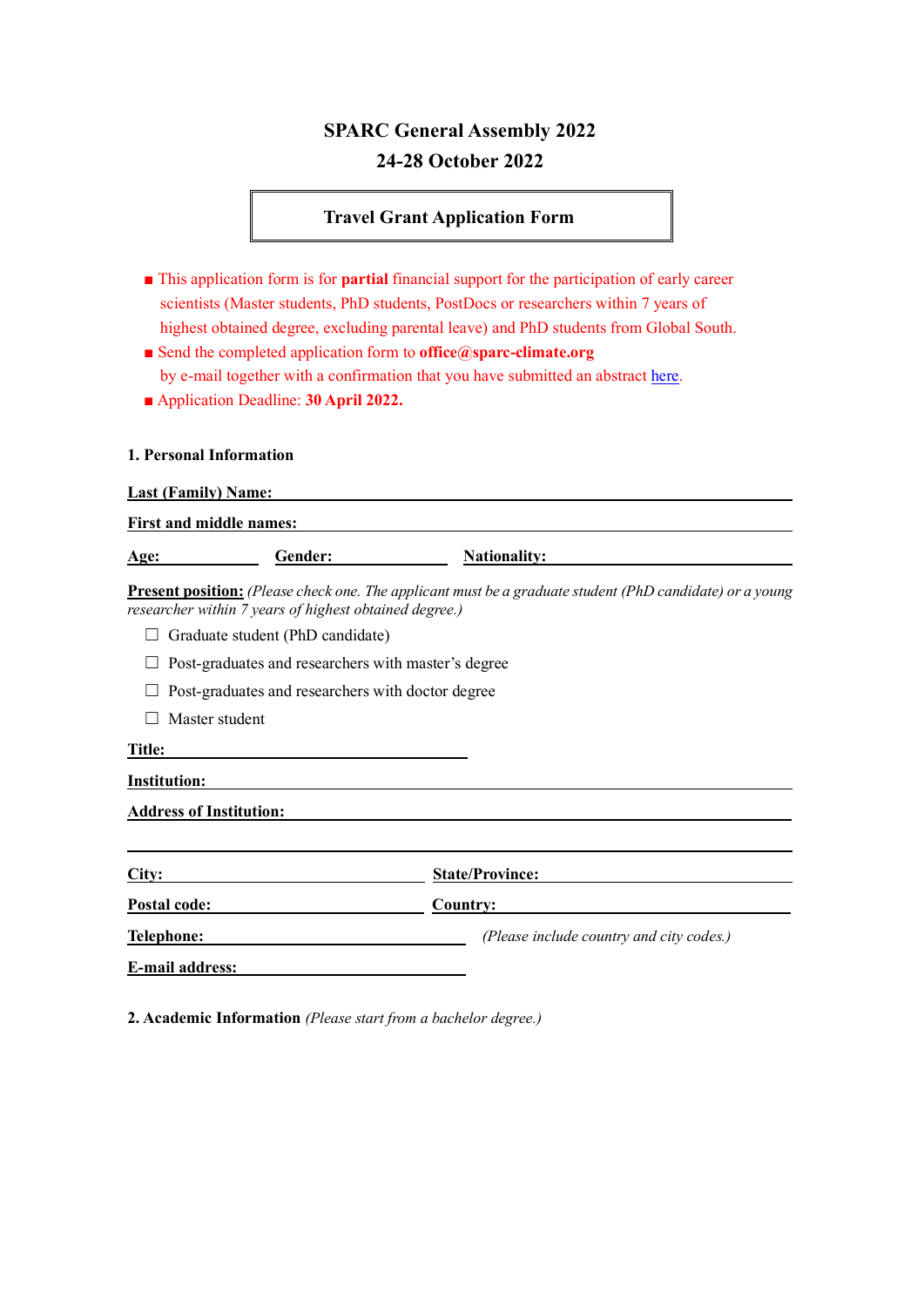# SPARC General Assembly 2022

## 24-28 October 2022

## Travel Grant Application Form

- This application form is for **partial** financial support for the participation of early career scientists (Master students, PhD students, PostDocs or researchers within 7 years of highest obtained degree, excluding parental leave) and PhD students from Global South.
- Send the completed application form to **office@sparc-climate.org** by e-mail together with a confirmation that you have submitted an abstract here.
- Application Deadline: **30 April 2022.**

### 1. Personal Information

**Last (Family) Name:** ______________________________

**First and middle names:** ______________________________

**Age:** __________ **Gender:** __________ **Nationality:** __________

**Present position:** *(Please check one. The applicant must be a graduate student (PhD candidate) or a young researcher within 7 years of highest obtained degree.)*

- ☐ Graduate student (PhD candidate)
- ☐ Post-graduates and researchers with master's degree
- ☐ Post-graduates and researchers with doctor degree
- ☐ Master student

**Title:** ______________________________

**Institution:** ______________________________

**Address of Institution:** ______________________________

______________________________

**City:** __________ **State/Province:** __________

**Postal code:** __________ **Country:** __________

**Telephone:** __________ *(Please include country and city codes.)*

**E-mail address:** ______________________________

### 2. Academic Information *(Please start from a bachelor degree.)*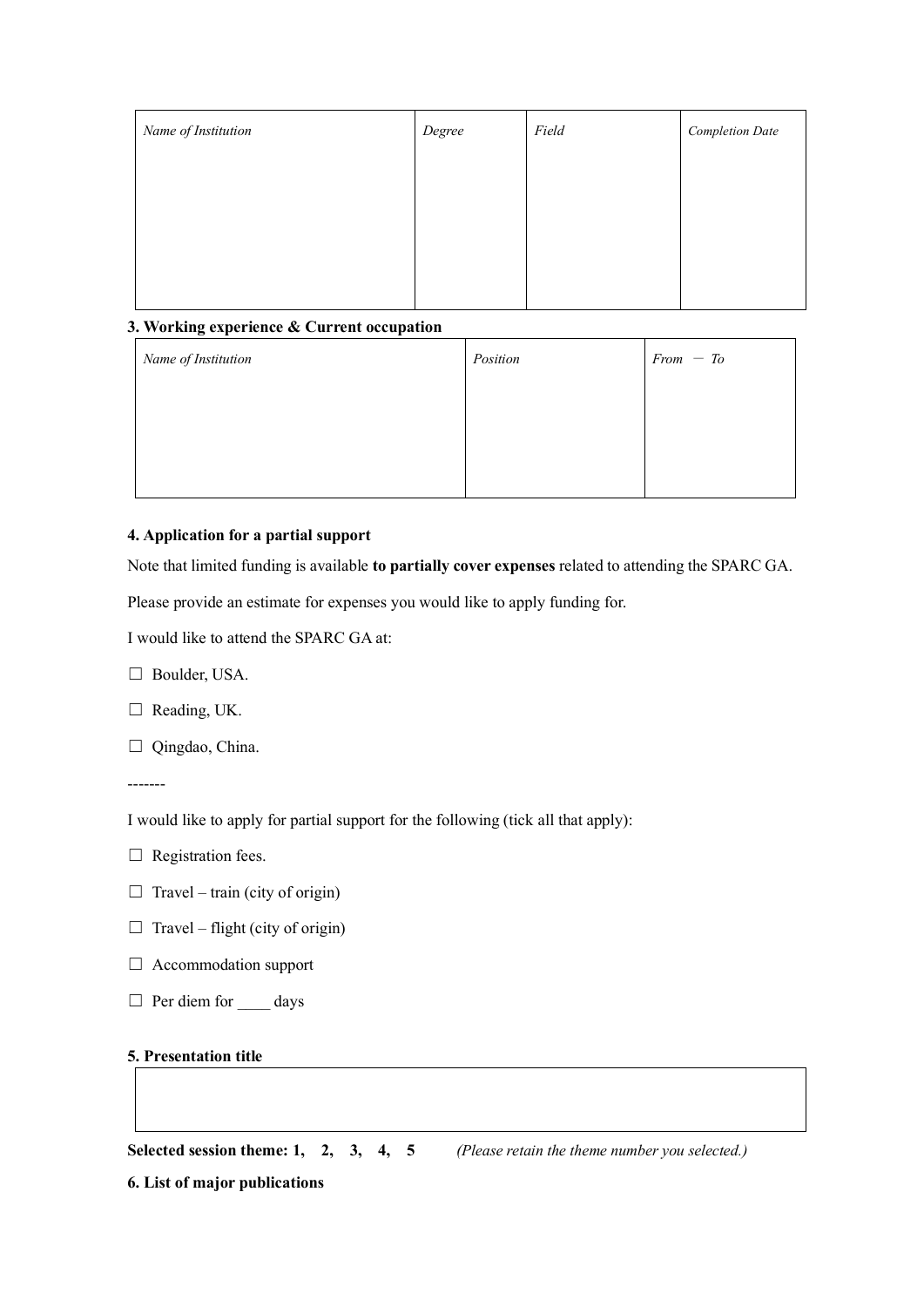| *Name of Institution* | *Degree* | *Field* | *Completion Date* |
|---|---|---|---|
| | | | |

**3. Working experience & Current occupation**

| *Name of Institution* | *Position* | *From — To* |
|---|---|---|
| | | |

**4. Application for a partial support**

Note that limited funding is available **to partially cover expenses** related to attending the SPARC GA.

Please provide an estimate for expenses you would like to apply funding for.

I would like to attend the SPARC GA at:

☐ Boulder, USA.

☐ Reading, UK.

☐ Qingdao, China.

-------

I would like to apply for partial support for the following (tick all that apply):

☐ Registration fees.

☐ Travel – train (city of origin)

☐ Travel – flight (city of origin)

☐ Accommodation support

☐ Per diem for ____ days

**5. Presentation title**

| |
|---|
| |

**Selected session theme: 1, 2, 3, 4, 5** *(Please retain the theme number you selected.)*

**6. List of major publications**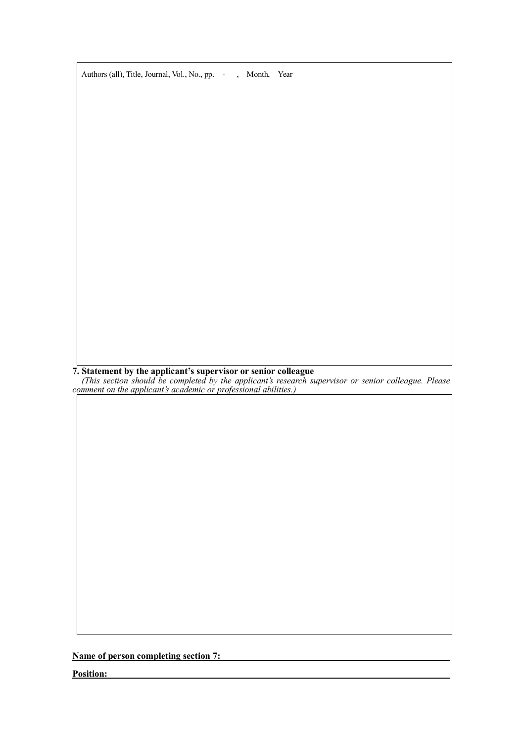Authors (all), Title, Journal, Vol., No., pp. - , Month, Year

**7. Statement by the applicant's supervisor or senior colleague**

*(This section should be completed by the applicant's research supervisor or senior colleague. Please comment on the applicant's academic or professional abilities.)*

**Name of person completing section 7:** \_\_\_\_\_\_\_\_\_\_\_\_\_\_\_\_\_\_\_\_\_\_\_\_\_\_\_\_\_\_\_\_\_\_\_\_\_\_\_\_\_\_\_\_\_\_\_\_

**Position:** \_\_\_\_\_\_\_\_\_\_\_\_\_\_\_\_\_\_\_\_\_\_\_\_\_\_\_\_\_\_\_\_\_\_\_\_\_\_\_\_\_\_\_\_\_\_\_\_\_\_\_\_\_\_\_\_\_\_\_\_\_\_\_\_\_\_\_\_\_\_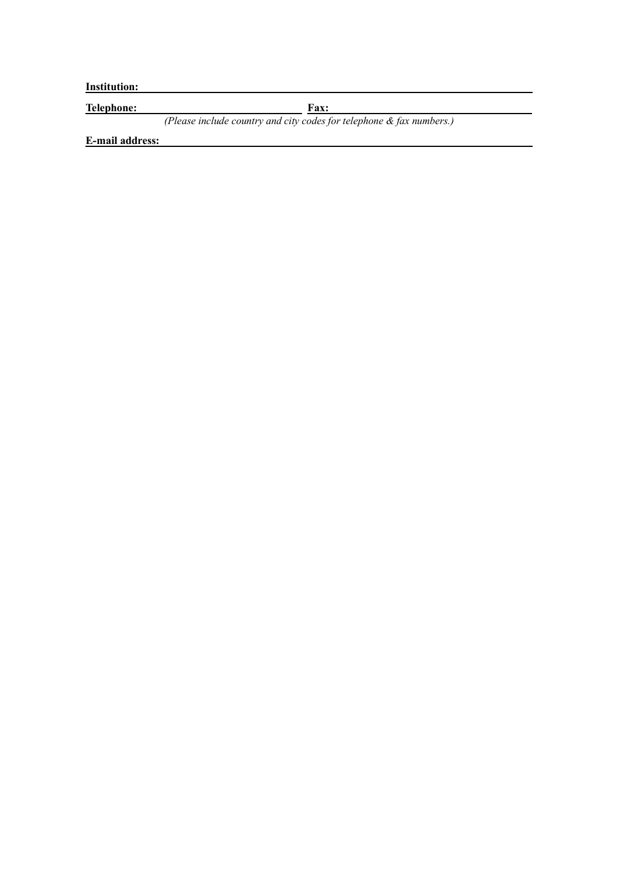**Institution:** \_\_\_\_\_\_\_\_\_\_\_\_\_\_\_\_\_\_\_\_\_\_\_\_\_\_\_\_\_\_\_\_\_\_\_\_\_\_\_\_\_\_\_\_\_\_\_\_

**Telephone:** \_\_\_\_\_\_\_\_\_\_\_\_\_\_\_\_\_\_\_\_\_\_\_\_ **Fax:** \_\_\_\_\_\_\_\_\_\_\_\_\_\_\_\_\_\_\_\_\_\_\_\_

*(Please include country and city codes for telephone & fax numbers.)*

**E-mail address:** \_\_\_\_\_\_\_\_\_\_\_\_\_\_\_\_\_\_\_\_\_\_\_\_\_\_\_\_\_\_\_\_\_\_\_\_\_\_\_\_\_\_\_\_\_\_\_\_